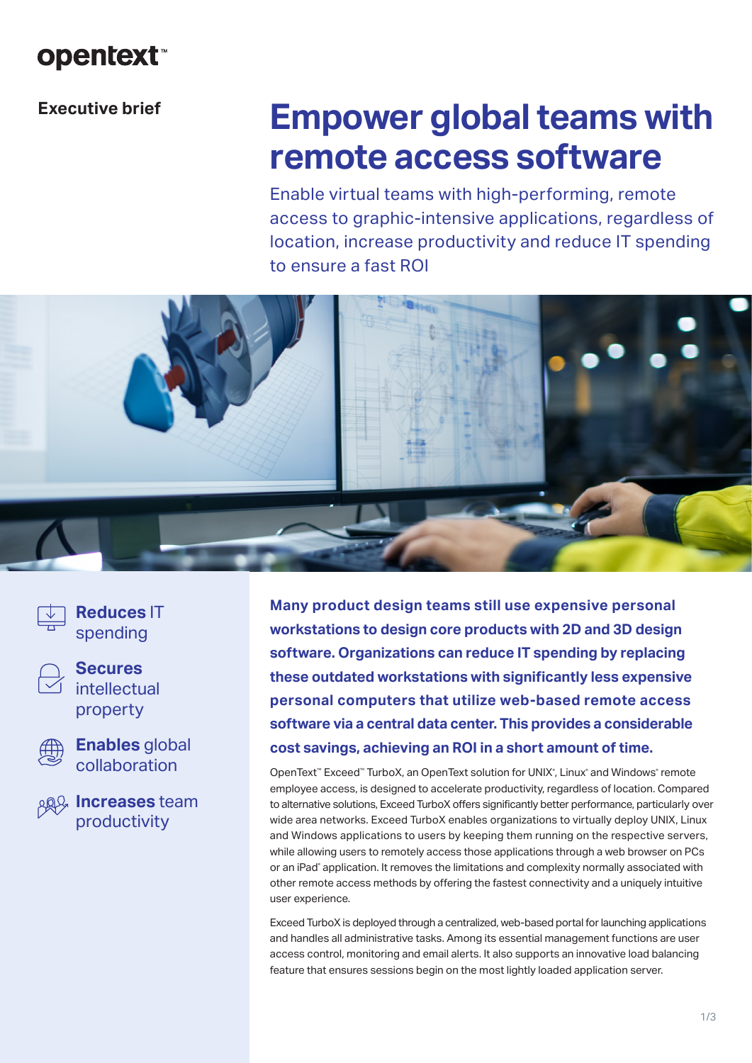opentext™

**Executive brief**

# Empower global teams with remote access software

Enable virtual teams with high-performing, remote access to graphic-intensive applications, regardless of location, increase productivity and reduce IT spending to ensure a fast ROI

- **Reduces** IT spending
- **Secures** intellectual property
- **Enables** global collaboration
- **Increases** team productivity

**Many product design teams still use expensive personal workstations to design core products with 2D and 3D design software. Organizations can reduce IT spending by replacing these outdated workstations with significantly less expensive personal computers that utilize web-based remote access software via a central data center. This provides a considerable cost savings, achieving an ROI in a short amount of time.**

OpenText™ Exceed™ TurboX, an OpenText solution for UNIX®, Linux® and Windows® remote employee access, is designed to accelerate productivity, regardless of location. Compared to alternative solutions, Exceed TurboX offers significantly better performance, particularly over wide area networks. Exceed TurboX enables organizations to virtually deploy UNIX, Linux and Windows applications to users by keeping them running on the respective servers, while allowing users to remotely access those applications through a web browser on PCs or an iPad® application. It removes the limitations and complexity normally associated with other remote access methods by offering the fastest connectivity and a uniquely intuitive user experience.

Exceed TurboX is deployed through a centralized, web-based portal for launching applications and handles all administrative tasks. Among its essential management functions are user access control, monitoring and email alerts. It also supports an innovative load balancing feature that ensures sessions begin on the most lightly loaded application server.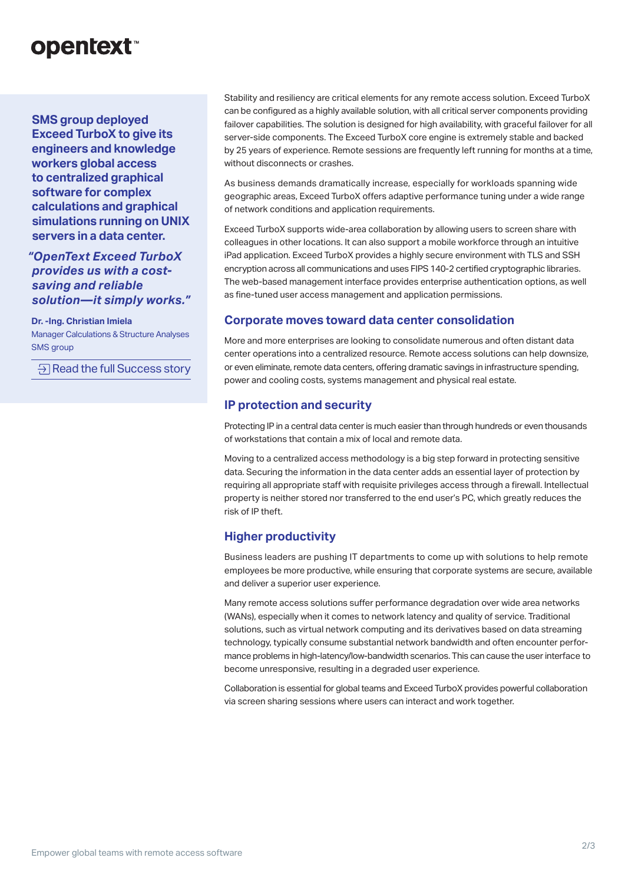**SMS group deployed Exceed TurboX to give its engineers and knowledge workers global access to centralized graphical software for complex calculations and graphical simulations running on UNIX servers in a data center.**

***"OpenText Exceed TurboX provides us with a cost-saving and reliable solution—it simply works."***

**Dr. -Ing. Christian Imiela**
Manager Calculations & Structure Analyses
SMS group

Read the full Success story

Stability and resiliency are critical elements for any remote access solution. Exceed TurboX can be configured as a highly available solution, with all critical server components providing failover capabilities. The solution is designed for high availability, with graceful failover for all server-side components. The Exceed TurboX core engine is extremely stable and backed by 25 years of experience. Remote sessions are frequently left running for months at a time, without disconnects or crashes.

As business demands dramatically increase, especially for workloads spanning wide geographic areas, Exceed TurboX offers adaptive performance tuning under a wide range of network conditions and application requirements.

Exceed TurboX supports wide-area collaboration by allowing users to screen share with colleagues in other locations. It can also support a mobile workforce through an intuitive iPad application. Exceed TurboX provides a highly secure environment with TLS and SSH encryption across all communications and uses FIPS 140-2 certified cryptographic libraries. The web-based management interface provides enterprise authentication options, as well as fine-tuned user access management and application permissions.

## Corporate moves toward data center consolidation

More and more enterprises are looking to consolidate numerous and often distant data center operations into a centralized resource. Remote access solutions can help downsize, or even eliminate, remote data centers, offering dramatic savings in infrastructure spending, power and cooling costs, systems management and physical real estate.

## IP protection and security

Protecting IP in a central data center is much easier than through hundreds or even thousands of workstations that contain a mix of local and remote data.

Moving to a centralized access methodology is a big step forward in protecting sensitive data. Securing the information in the data center adds an essential layer of protection by requiring all appropriate staff with requisite privileges access through a firewall. Intellectual property is neither stored nor transferred to the end user's PC, which greatly reduces the risk of IP theft.

## Higher productivity

Business leaders are pushing IT departments to come up with solutions to help remote employees be more productive, while ensuring that corporate systems are secure, available and deliver a superior user experience.

Many remote access solutions suffer performance degradation over wide area networks (WANs), especially when it comes to network latency and quality of service. Traditional solutions, such as virtual network computing and its derivatives based on data streaming technology, typically consume substantial network bandwidth and often encounter performance problems in high-latency/low-bandwidth scenarios. This can cause the user interface to become unresponsive, resulting in a degraded user experience.

Collaboration is essential for global teams and Exceed TurboX provides powerful collaboration via screen sharing sessions where users can interact and work together.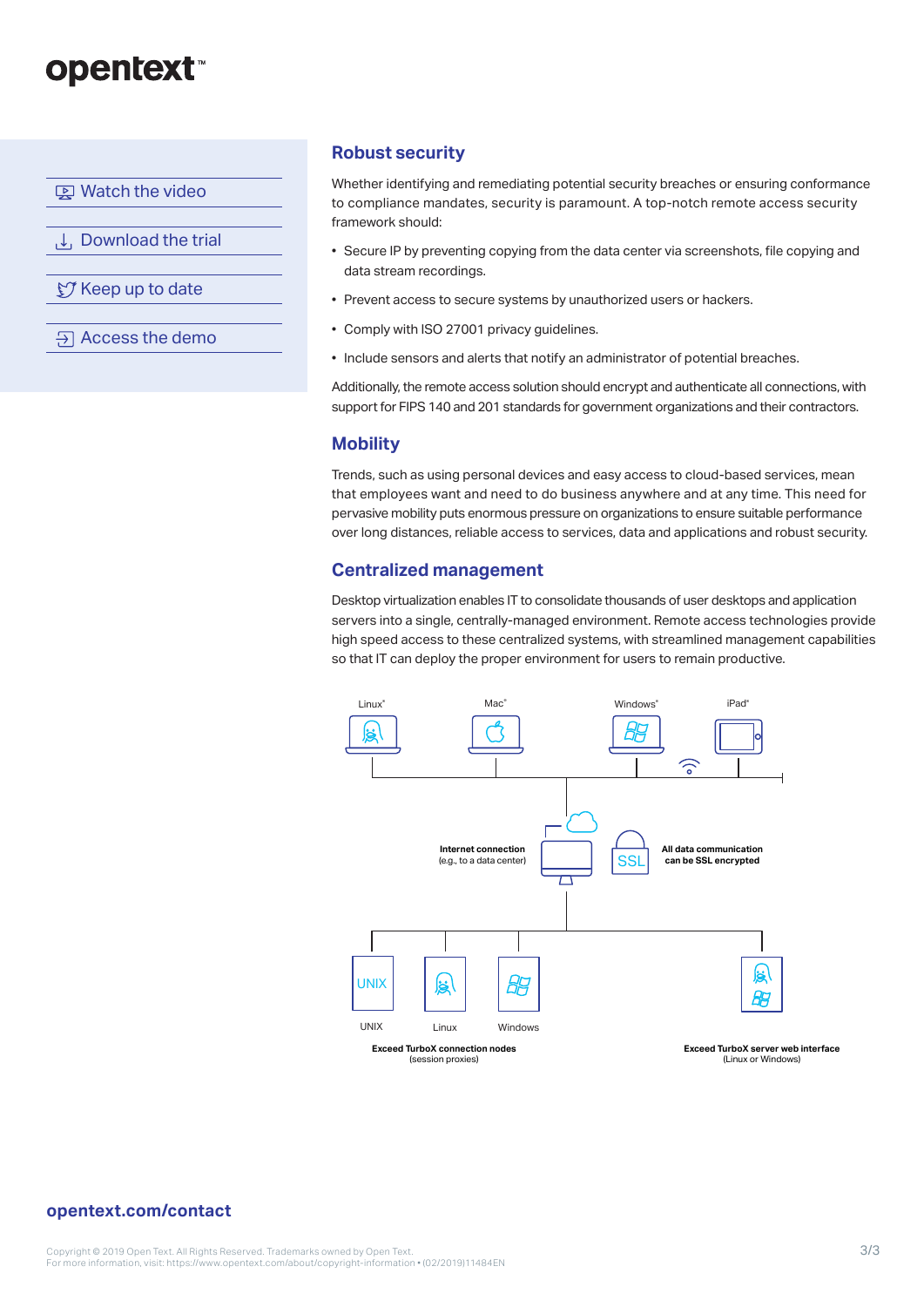- Watch the video
- Download the trial
- Keep up to date
- Access the demo

## Robust security

Whether identifying and remediating potential security breaches or ensuring conformance to compliance mandates, security is paramount. A top-notch remote access security framework should:

- Secure IP by preventing copying from the data center via screenshots, file copying and data stream recordings.
- Prevent access to secure systems by unauthorized users or hackers.
- Comply with ISO 27001 privacy guidelines.
- Include sensors and alerts that notify an administrator of potential breaches.

Additionally, the remote access solution should encrypt and authenticate all connections, with support for FIPS 140 and 201 standards for government organizations and their contractors.

## Mobility

Trends, such as using personal devices and easy access to cloud-based services, mean that employees want and need to do business anywhere and at any time. This need for pervasive mobility puts enormous pressure on organizations to ensure suitable performance over long distances, reliable access to services, data and applications and robust security.

## Centralized management

Desktop virtualization enables IT to consolidate thousands of user desktops and application servers into a single, centrally-managed environment. Remote access technologies provide high speed access to these centralized systems, with streamlined management capabilities so that IT can deploy the proper environment for users to remain productive.

Linux®
Mac®
Windows®
iPad®

**Internet connection**
(e.g., to a data center)

SSL

**All data communication can be SSL encrypted**

UNIX
Linux
Windows

**Exceed TurboX connection nodes**
(session proxies)

**Exceed TurboX server web interface**
(Linux or Windows)

**opentext.com/contact**

Copyright © 2019 Open Text. All Rights Reserved. Trademarks owned by Open Text.
For more information, visit: https://www.opentext.com/about/copyright-information • (02/2019)11484EN